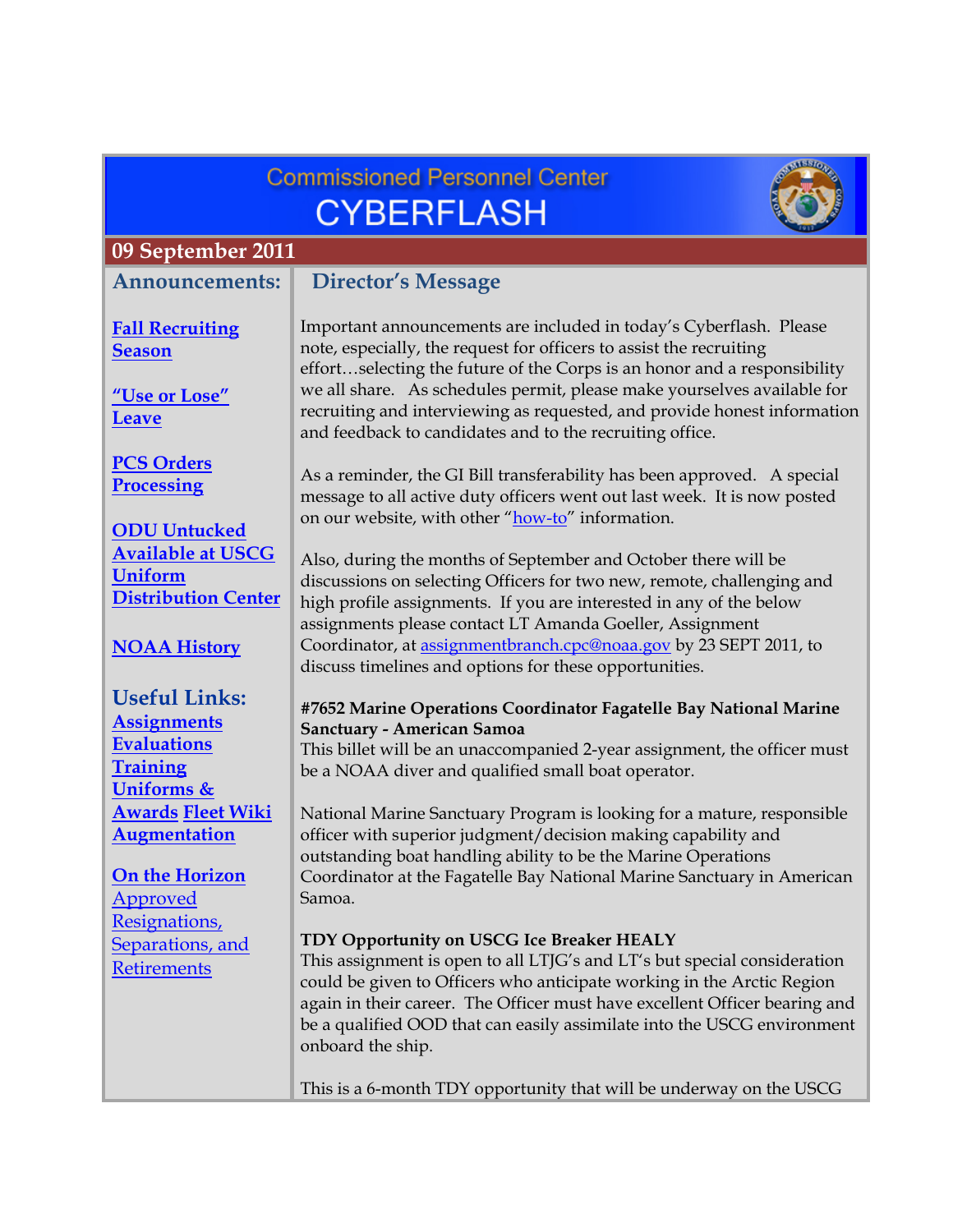# Commissioned Personnel Center
# CYBERFLASH

**09 September 2011**

## Announcements:

[Fall Recruiting Season]

["Use or Lose" Leave]

[PCS Orders Processing]

[ODU Untucked Available at USCG Uniform Distribution Center]

[NOAA History]

## Useful Links:

[Assignments]
[Evaluations]
[Training]
[Uniforms & Awards] [Fleet Wiki]
[Augmentation]

[On the Horizon]

[Approved Resignations, Separations, and Retirements]

## Director's Message

Important announcements are included in today's Cyberflash. Please note, especially, the request for officers to assist the recruiting effort…selecting the future of the Corps is an honor and a responsibility we all share. As schedules permit, please make yourselves available for recruiting and interviewing as requested, and provide honest information and feedback to candidates and to the recruiting office.

As a reminder, the GI Bill transferability has been approved. A special message to all active duty officers went out last week. It is now posted on our website, with other "how-to" information.

Also, during the months of September and October there will be discussions on selecting Officers for two new, remote, challenging and high profile assignments. If you are interested in any of the below assignments please contact LT Amanda Goeller, Assignment Coordinator, at assignmentbranch.cpc@noaa.gov by 23 SEPT 2011, to discuss timelines and options for these opportunities.

**#7652 Marine Operations Coordinator Fagatelle Bay National Marine Sanctuary - American Samoa**
This billet will be an unaccompanied 2-year assignment, the officer must be a NOAA diver and qualified small boat operator.

National Marine Sanctuary Program is looking for a mature, responsible officer with superior judgment/decision making capability and outstanding boat handling ability to be the Marine Operations Coordinator at the Fagatelle Bay National Marine Sanctuary in American Samoa.

**TDY Opportunity on USCG Ice Breaker HEALY**
This assignment is open to all LTJG's and LT's but special consideration could be given to Officers who anticipate working in the Arctic Region again in their career. The Officer must have excellent Officer bearing and be a qualified OOD that can easily assimilate into the USCG environment onboard the ship.

This is a 6-month TDY opportunity that will be underway on the USCG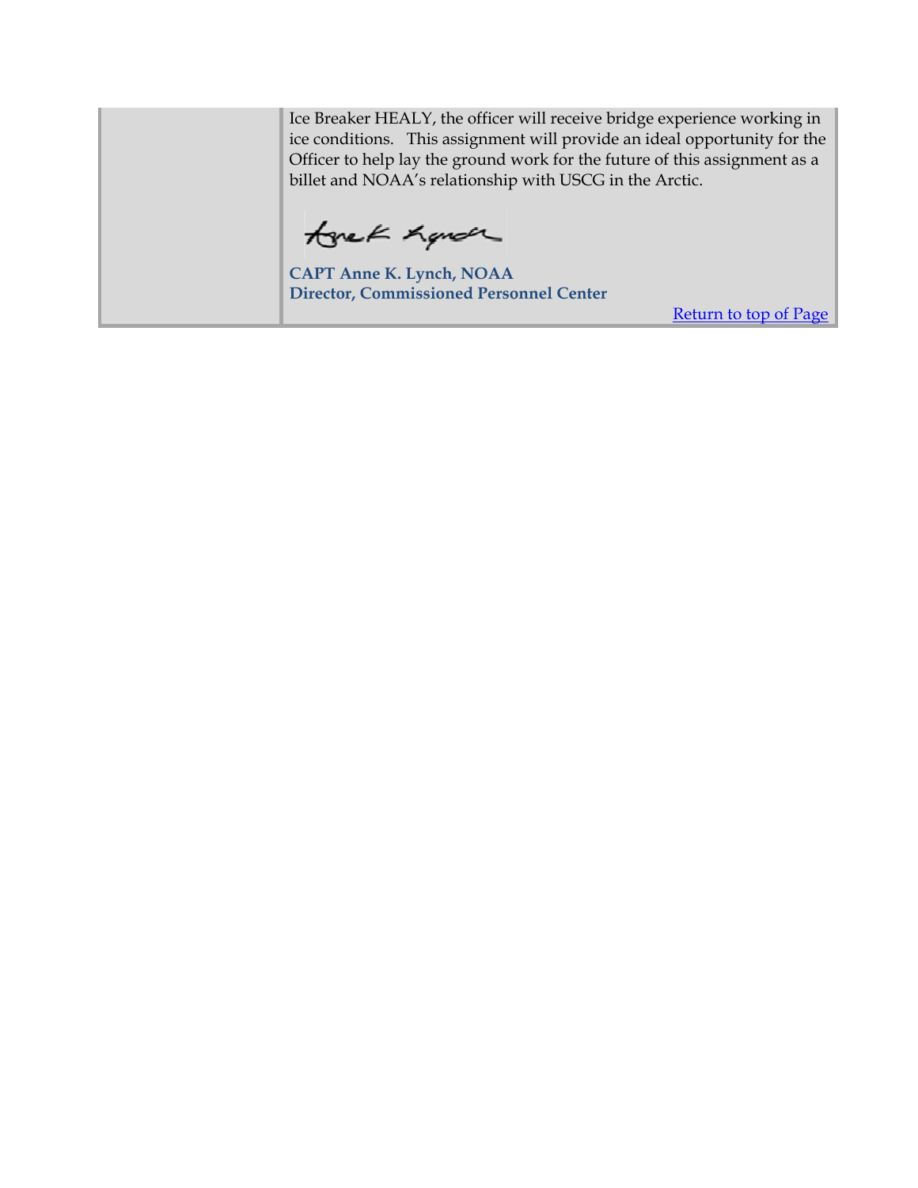Ice Breaker HEALY, the officer will receive bridge experience working in ice conditions. This assignment will provide an ideal opportunity for the Officer to help lay the ground work for the future of this assignment as a billet and NOAA's relationship with USCG in the Arctic.

**CAPT Anne K. Lynch, NOAA**
**Director, Commissioned Personnel Center**

Return to top of Page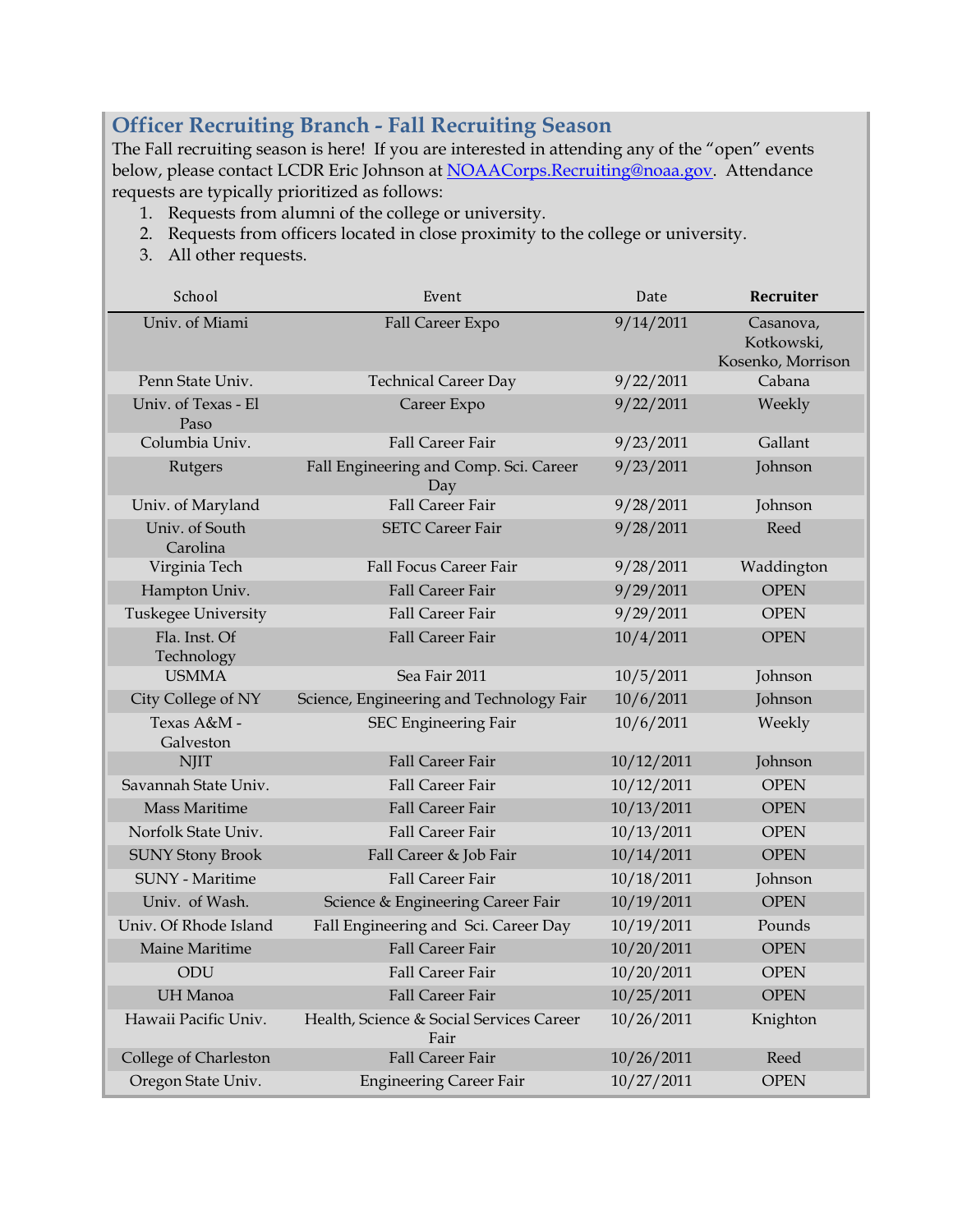## Officer Recruiting Branch - Fall Recruiting Season

The Fall recruiting season is here! If you are interested in attending any of the "open" events below, please contact LCDR Eric Johnson at NOAACorps.Recruiting@noaa.gov. Attendance requests are typically prioritized as follows:

1. Requests from alumni of the college or university.
2. Requests from officers located in close proximity to the college or university.
3. All other requests.

| School | Event | Date | **Recruiter** |
|---|---|---|---|
| Univ. of Miami | Fall Career Expo | 9/14/2011 | Casanova, Kotkowski, Kosenko, Morrison |
| Penn State Univ. | Technical Career Day | 9/22/2011 | Cabana |
| Univ. of Texas - El Paso | Career Expo | 9/22/2011 | Weekly |
| Columbia Univ. | Fall Career Fair | 9/23/2011 | Gallant |
| Rutgers | Fall Engineering and Comp. Sci. Career Day | 9/23/2011 | Johnson |
| Univ. of Maryland | Fall Career Fair | 9/28/2011 | Johnson |
| Univ. of South Carolina | SETC Career Fair | 9/28/2011 | Reed |
| Virginia Tech | Fall Focus Career Fair | 9/28/2011 | Waddington |
| Hampton Univ. | Fall Career Fair | 9/29/2011 | OPEN |
| Tuskegee University | Fall Career Fair | 9/29/2011 | OPEN |
| Fla. Inst. Of Technology | Fall Career Fair | 10/4/2011 | OPEN |
| USMMA | Sea Fair 2011 | 10/5/2011 | Johnson |
| City College of NY | Science, Engineering and Technology Fair | 10/6/2011 | Johnson |
| Texas A&M - Galveston | SEC Engineering Fair | 10/6/2011 | Weekly |
| NJIT | Fall Career Fair | 10/12/2011 | Johnson |
| Savannah State Univ. | Fall Career Fair | 10/12/2011 | OPEN |
| Mass Maritime | Fall Career Fair | 10/13/2011 | OPEN |
| Norfolk State Univ. | Fall Career Fair | 10/13/2011 | OPEN |
| SUNY Stony Brook | Fall Career & Job Fair | 10/14/2011 | OPEN |
| SUNY - Maritime | Fall Career Fair | 10/18/2011 | Johnson |
| Univ. of Wash. | Science & Engineering Career Fair | 10/19/2011 | OPEN |
| Univ. Of Rhode Island | Fall Engineering and Sci. Career Day | 10/19/2011 | Pounds |
| Maine Maritime | Fall Career Fair | 10/20/2011 | OPEN |
| ODU | Fall Career Fair | 10/20/2011 | OPEN |
| UH Manoa | Fall Career Fair | 10/25/2011 | OPEN |
| Hawaii Pacific Univ. | Health, Science & Social Services Career Fair | 10/26/2011 | Knighton |
| College of Charleston | Fall Career Fair | 10/26/2011 | Reed |
| Oregon State Univ. | Engineering Career Fair | 10/27/2011 | OPEN |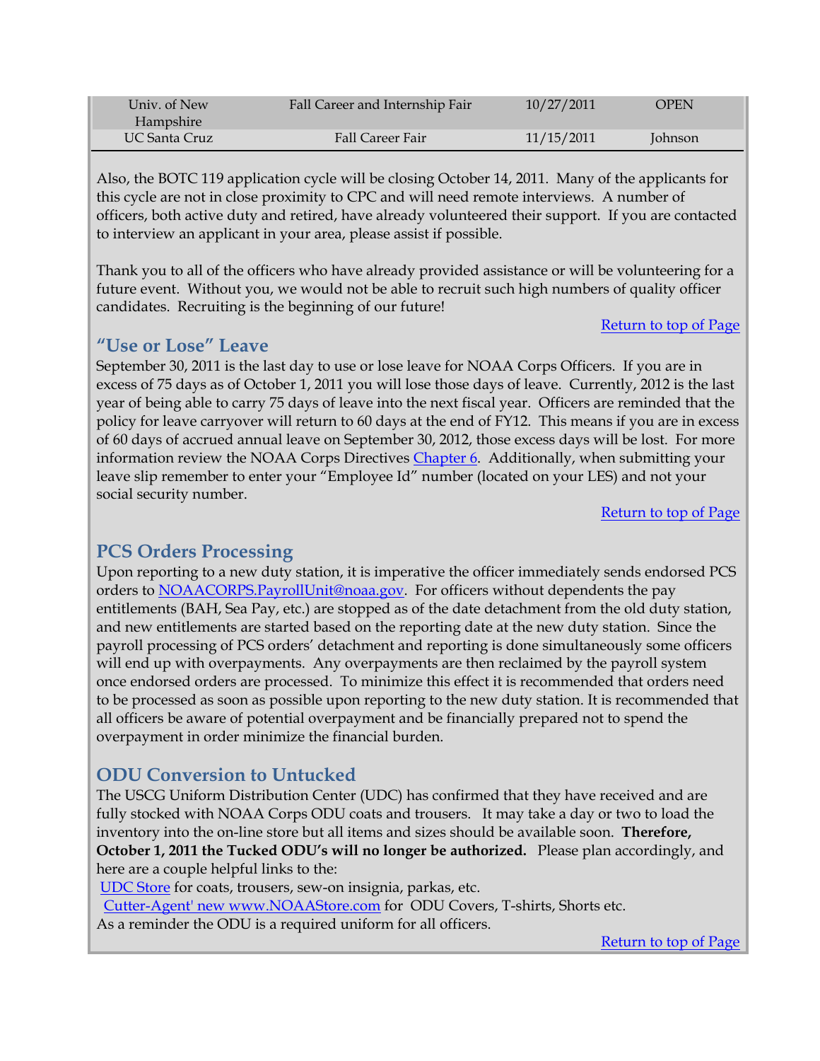| Univ. of New Hampshire | Fall Career and Internship Fair | 10/27/2011 | OPEN |
| --- | --- | --- | --- |
| UC Santa Cruz | Fall Career Fair | 11/15/2011 | Johnson |

Also, the BOTC 119 application cycle will be closing October 14, 2011. Many of the applicants for this cycle are not in close proximity to CPC and will need remote interviews. A number of officers, both active duty and retired, have already volunteered their support. If you are contacted to interview an applicant in your area, please assist if possible.

Thank you to all of the officers who have already provided assistance or will be volunteering for a future event. Without you, we would not be able to recruit such high numbers of quality officer candidates. Recruiting is the beginning of our future!

Return to top of Page

## "Use or Lose" Leave

September 30, 2011 is the last day to use or lose leave for NOAA Corps Officers. If you are in excess of 75 days as of October 1, 2011 you will lose those days of leave. Currently, 2012 is the last year of being able to carry 75 days of leave into the next fiscal year. Officers are reminded that the policy for leave carryover will return to 60 days at the end of FY12. This means if you are in excess of 60 days of accrued annual leave on September 30, 2012, those excess days will be lost. For more information review the NOAA Corps Directives Chapter 6. Additionally, when submitting your leave slip remember to enter your "Employee Id" number (located on your LES) and not your social security number.

Return to top of Page

## PCS Orders Processing

Upon reporting to a new duty station, it is imperative the officer immediately sends endorsed PCS orders to NOAACORPS.PayrollUnit@noaa.gov. For officers without dependents the pay entitlements (BAH, Sea Pay, etc.) are stopped as of the date detachment from the old duty station, and new entitlements are started based on the reporting date at the new duty station. Since the payroll processing of PCS orders' detachment and reporting is done simultaneously some officers will end up with overpayments. Any overpayments are then reclaimed by the payroll system once endorsed orders are processed. To minimize this effect it is recommended that orders need to be processed as soon as possible upon reporting to the new duty station. It is recommended that all officers be aware of potential overpayment and be financially prepared not to spend the overpayment in order minimize the financial burden.

## ODU Conversion to Untucked

The USCG Uniform Distribution Center (UDC) has confirmed that they have received and are fully stocked with NOAA Corps ODU coats and trousers. It may take a day or two to load the inventory into the on-line store but all items and sizes should be available soon. **Therefore, October 1, 2011 the Tucked ODU's will no longer be authorized.** Please plan accordingly, and here are a couple helpful links to the:

UDC Store for coats, trousers, sew-on insignia, parkas, etc.

Cutter-Agent' new www.NOAAStore.com for ODU Covers, T-shirts, Shorts etc.

As a reminder the ODU is a required uniform for all officers.

Return to top of Page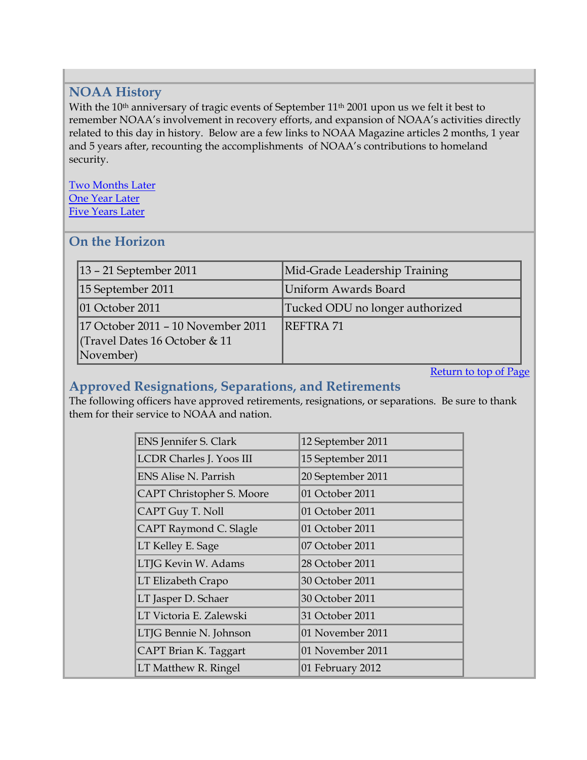## NOAA History

With the 10th anniversary of tragic events of September 11th 2001 upon us we felt it best to remember NOAA's involvement in recovery efforts, and expansion of NOAA's activities directly related to this day in history. Below are a few links to NOAA Magazine articles 2 months, 1 year and 5 years after, recounting the accomplishments of NOAA's contributions to homeland security.

Two Months Later
One Year Later
Five Years Later

## On the Horizon

| | |
|---|---|
| 13 – 21 September 2011 | Mid-Grade Leadership Training |
| 15 September 2011 | Uniform Awards Board |
| 01 October 2011 | Tucked ODU no longer authorized |
| 17 October 2011 – 10 November 2011 (Travel Dates 16 October & 11 November) | REFTRA 71 |

Return to top of Page

## Approved Resignations, Separations, and Retirements

The following officers have approved retirements, resignations, or separations. Be sure to thank them for their service to NOAA and nation.

| | |
|---|---|
| ENS Jennifer S. Clark | 12 September 2011 |
| LCDR Charles J. Yoos III | 15 September 2011 |
| ENS Alise N. Parrish | 20 September 2011 |
| CAPT Christopher S. Moore | 01 October 2011 |
| CAPT Guy T. Noll | 01 October 2011 |
| CAPT Raymond C. Slagle | 01 October 2011 |
| LT Kelley E. Sage | 07 October 2011 |
| LTJG Kevin W. Adams | 28 October 2011 |
| LT Elizabeth Crapo | 30 October 2011 |
| LT Jasper D. Schaer | 30 October 2011 |
| LT Victoria E. Zalewski | 31 October 2011 |
| LTJG Bennie N. Johnson | 01 November 2011 |
| CAPT Brian K. Taggart | 01 November 2011 |
| LT Matthew R. Ringel | 01 February 2012 |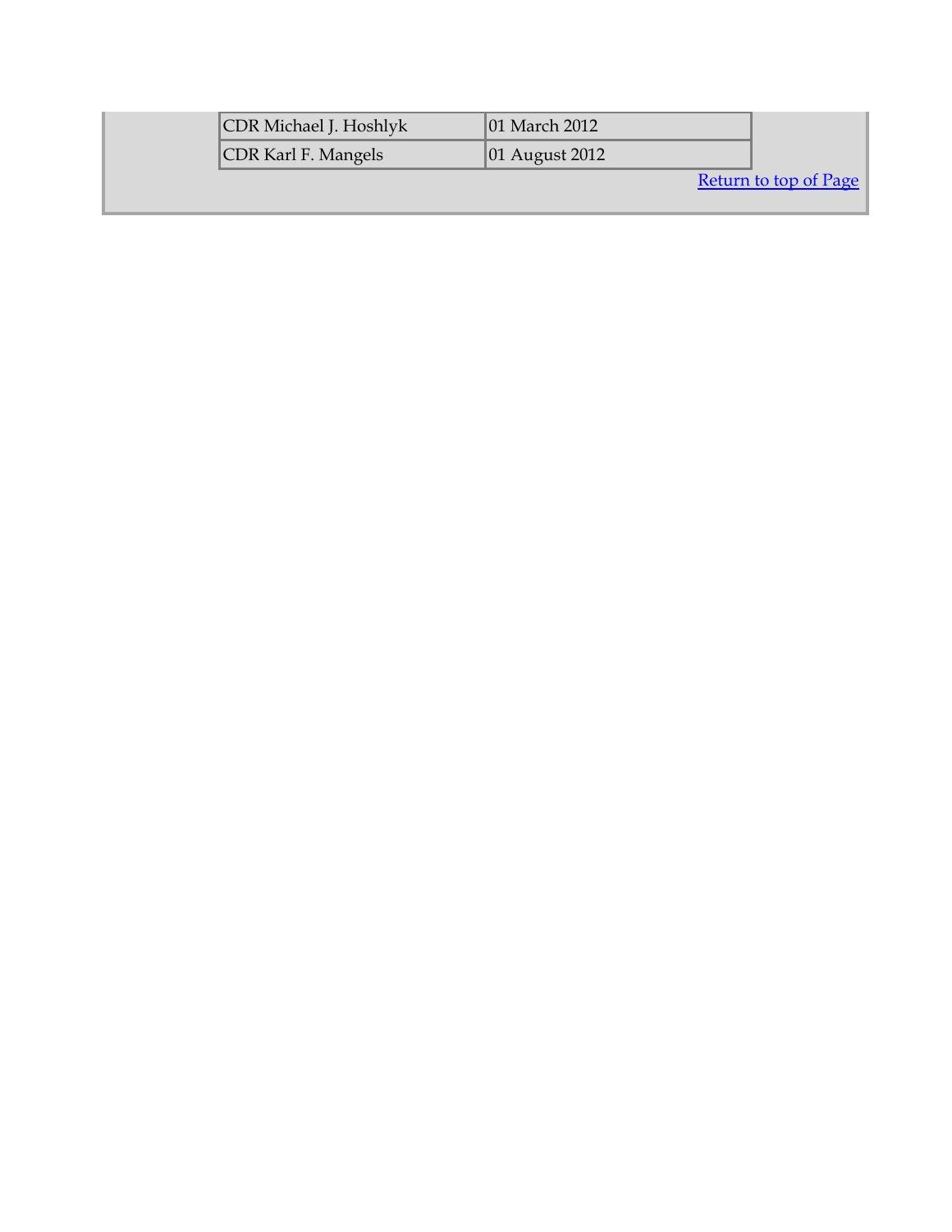| | |
|---|---|
| CDR Michael J. Hoshlyk | 01 March 2012 |
| CDR Karl F. Mangels | 01 August 2012 |

Return to top of Page